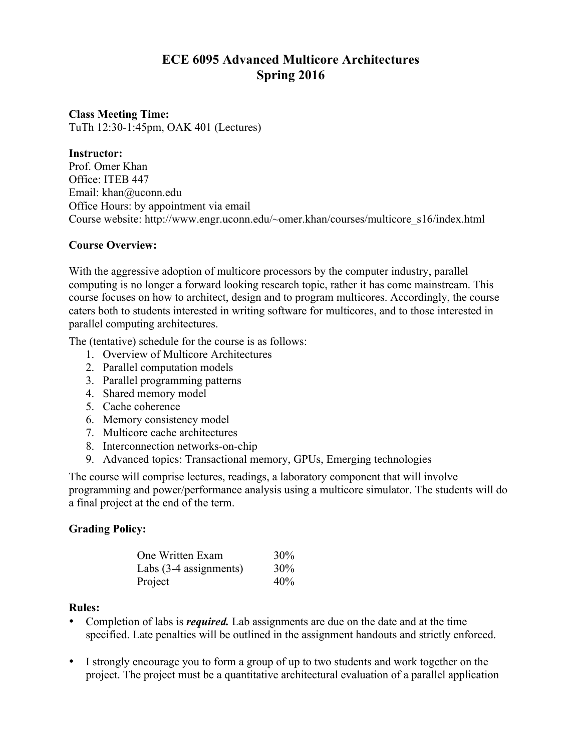# ECE 6095 Advanced Multicore Architectures
# Spring 2016

**Class Meeting Time:**
TuTh 12:30-1:45pm, OAK 401 (Lectures)

**Instructor:**
Prof. Omer Khan
Office: ITEB 447
Email: khan@uconn.edu
Office Hours: by appointment via email
Course website: http://www.engr.uconn.edu/~omer.khan/courses/multicore_s16/index.html

**Course Overview:**

With the aggressive adoption of multicore processors by the computer industry, parallel computing is no longer a forward looking research topic, rather it has come mainstream. This course focuses on how to architect, design and to program multicores. Accordingly, the course caters both to students interested in writing software for multicores, and to those interested in parallel computing architectures.

The (tentative) schedule for the course is as follows:

1. Overview of Multicore Architectures
2. Parallel computation models
3. Parallel programming patterns
4. Shared memory model
5. Cache coherence
6. Memory consistency model
7. Multicore cache architectures
8. Interconnection networks-on-chip
9. Advanced topics: Transactional memory, GPUs, Emerging technologies

The course will comprise lectures, readings, a laboratory component that will involve programming and power/performance analysis using a multicore simulator. The students will do a final project at the end of the term.

**Grading Policy:**

| | |
|---|---|
| One Written Exam | 30% |
| Labs (3-4 assignments) | 30% |
| Project | 40% |

**Rules:**

- Completion of labs is ***required.*** Lab assignments are due on the date and at the time specified. Late penalties will be outlined in the assignment handouts and strictly enforced.

- I strongly encourage you to form a group of up to two students and work together on the project. The project must be a quantitative architectural evaluation of a parallel application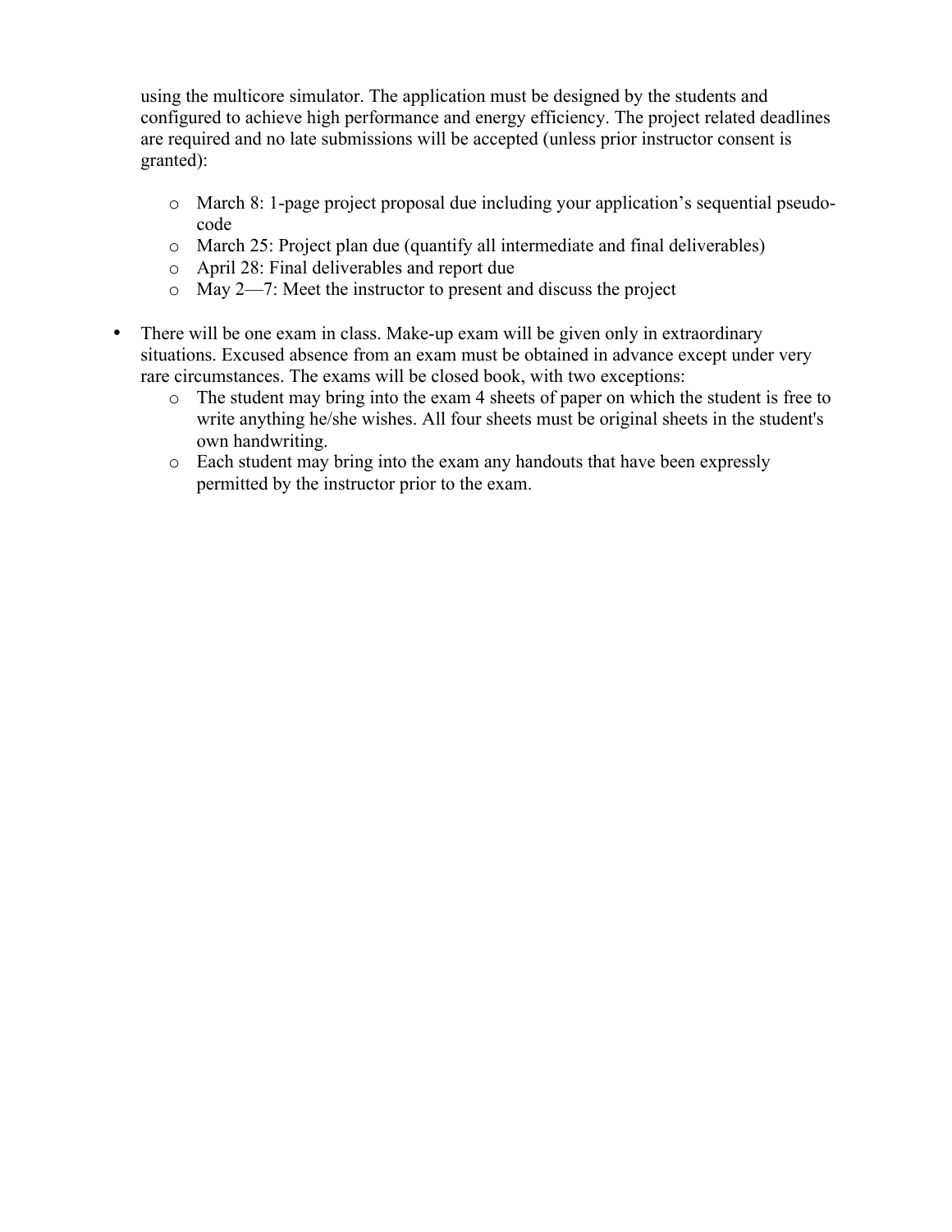using the multicore simulator. The application must be designed by the students and configured to achieve high performance and energy efficiency. The project related deadlines are required and no late submissions will be accepted (unless prior instructor consent is granted):

  - March 8: 1-page project proposal due including your application's sequential pseudo-code
  - March 25: Project plan due (quantify all intermediate and final deliverables)
  - April 28: Final deliverables and report due
  - May 2—7: Meet the instructor to present and discuss the project

- There will be one exam in class. Make-up exam will be given only in extraordinary situations. Excused absence from an exam must be obtained in advance except under very rare circumstances. The exams will be closed book, with two exceptions:
  - The student may bring into the exam 4 sheets of paper on which the student is free to write anything he/she wishes. All four sheets must be original sheets in the student's own handwriting.
  - Each student may bring into the exam any handouts that have been expressly permitted by the instructor prior to the exam.